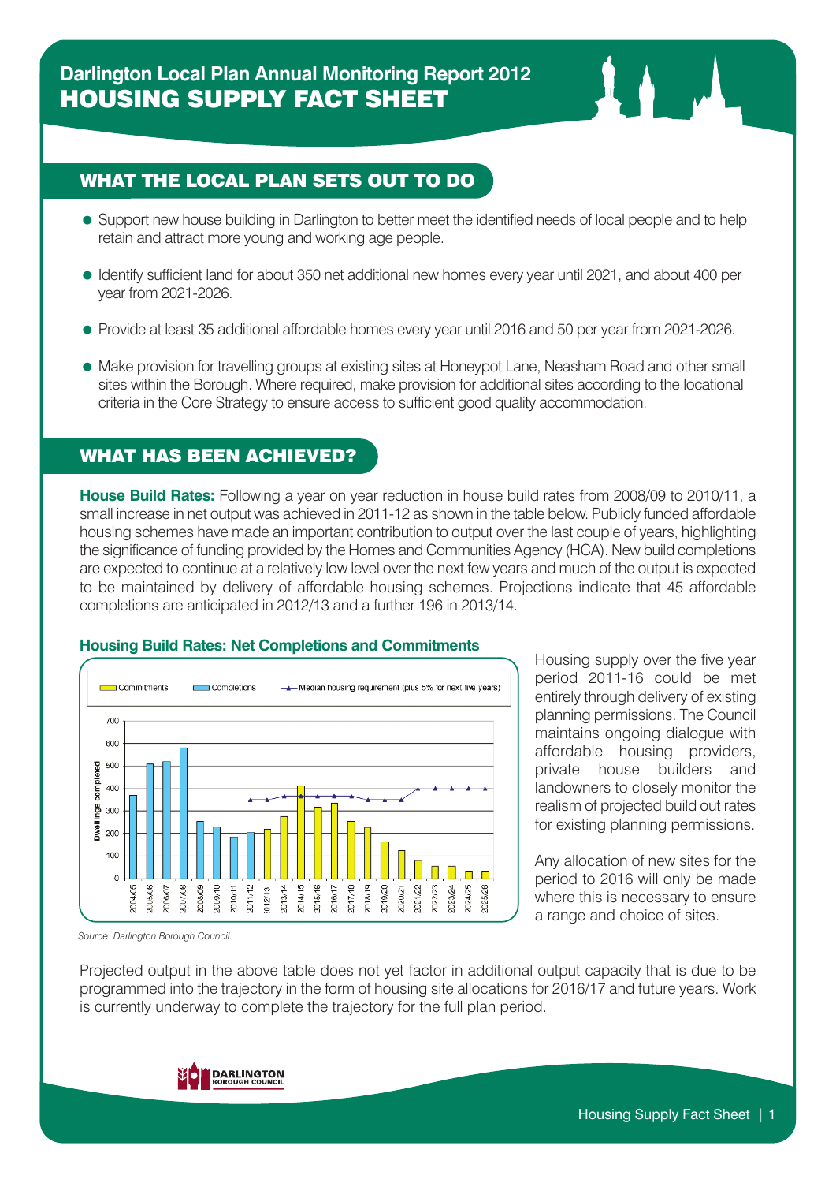# Darlington Local Plan Annual Monitoring Report 2012

# HOUSING SUPPLY FACT SHEET

## WHAT THE LOCAL PLAN SETS OUT TO DO

- Support new house building in Darlington to better meet the identified needs of local people and to help retain and attract more young and working age people.
- Identify sufficient land for about 350 net additional new homes every year until 2021, and about 400 per year from 2021-2026.
- Provide at least 35 additional affordable homes every year until 2016 and 50 per year from 2021-2026.
- Make provision for travelling groups at existing sites at Honeypot Lane, Neasham Road and other small sites within the Borough. Where required, make provision for additional sites according to the locational criteria in the Core Strategy to ensure access to sufficient good quality accommodation.

## WHAT HAS BEEN ACHIEVED?

**House Build Rates:** Following a year on year reduction in house build rates from 2008/09 to 2010/11, a small increase in net output was achieved in 2011-12 as shown in the table below. Publicly funded affordable housing schemes have made an important contribution to output over the last couple of years, highlighting the significance of funding provided by the Homes and Communities Agency (HCA). New build completions are expected to continue at a relatively low level over the next few years and much of the output is expected to be maintained by delivery of affordable housing schemes. Projections indicate that 45 affordable completions are anticipated in 2012/13 and a further 196 in 2013/14.

**Housing Build Rates: Net Completions and Commitments**

Source: Darlington Borough Council.

Housing supply over the five year period 2011-16 could be met entirely through delivery of existing planning permissions. The Council maintains ongoing dialogue with affordable housing providers, private house builders and landowners to closely monitor the realism of projected build out rates for existing planning permissions.

Any allocation of new sites for the period to 2016 will only be made where this is necessary to ensure a range and choice of sites.

Projected output in the above table does not yet factor in additional output capacity that is due to be programmed into the trajectory in the form of housing site allocations for 2016/17 and future years. Work is currently underway to complete the trajectory for the full plan period.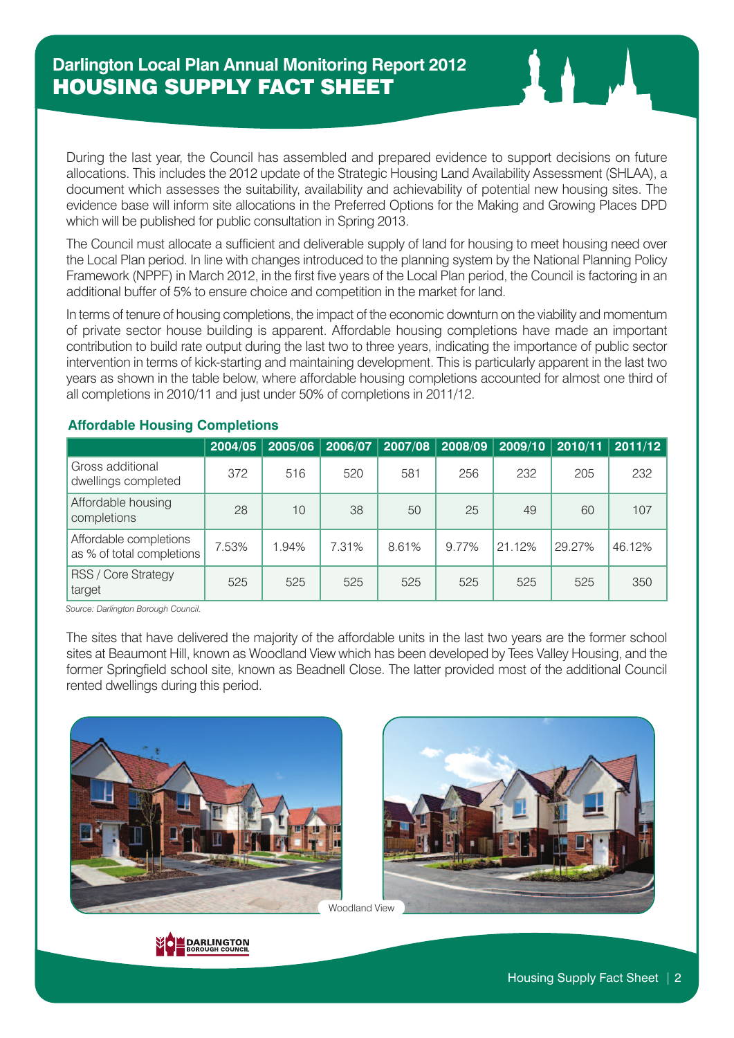# Darlington Local Plan Annual Monitoring Report 2012

## HOUSING SUPPLY FACT SHEET

During the last year, the Council has assembled and prepared evidence to support decisions on future allocations. This includes the 2012 update of the Strategic Housing Land Availability Assessment (SHLAA), a document which assesses the suitability, availability and achievability of potential new housing sites. The evidence base will inform site allocations in the Preferred Options for the Making and Growing Places DPD which will be published for public consultation in Spring 2013.

The Council must allocate a sufficient and deliverable supply of land for housing to meet housing need over the Local Plan period. In line with changes introduced to the planning system by the National Planning Policy Framework (NPPF) in March 2012, in the first five years of the Local Plan period, the Council is factoring in an additional buffer of 5% to ensure choice and competition in the market for land.

In terms of tenure of housing completions, the impact of the economic downturn on the viability and momentum of private sector house building is apparent. Affordable housing completions have made an important contribution to build rate output during the last two to three years, indicating the importance of public sector intervention in terms of kick-starting and maintaining development. This is particularly apparent in the last two years as shown in the table below, where affordable housing completions accounted for almost one third of all completions in 2010/11 and just under 50% of completions in 2011/12.

### Affordable Housing Completions

| | 2004/05 | 2005/06 | 2006/07 | 2007/08 | 2008/09 | 2009/10 | 2010/11 | 2011/12 |
|---|---|---|---|---|---|---|---|---|
| Gross additional dwellings completed | 372 | 516 | 520 | 581 | 256 | 232 | 205 | 232 |
| Affordable housing completions | 28 | 10 | 38 | 50 | 25 | 49 | 60 | 107 |
| Affordable completions as % of total completions | 7.53% | 1.94% | 7.31% | 8.61% | 9.77% | 21.12% | 29.27% | 46.12% |
| RSS / Core Strategy target | 525 | 525 | 525 | 525 | 525 | 525 | 525 | 350 |

*Source: Darlington Borough Council.*

The sites that have delivered the majority of the affordable units in the last two years are the former school sites at Beaumont Hill, known as Woodland View which has been developed by Tees Valley Housing, and the former Springfield school site, known as Beadnell Close. The latter provided most of the additional Council rented dwellings during this period.

Woodland View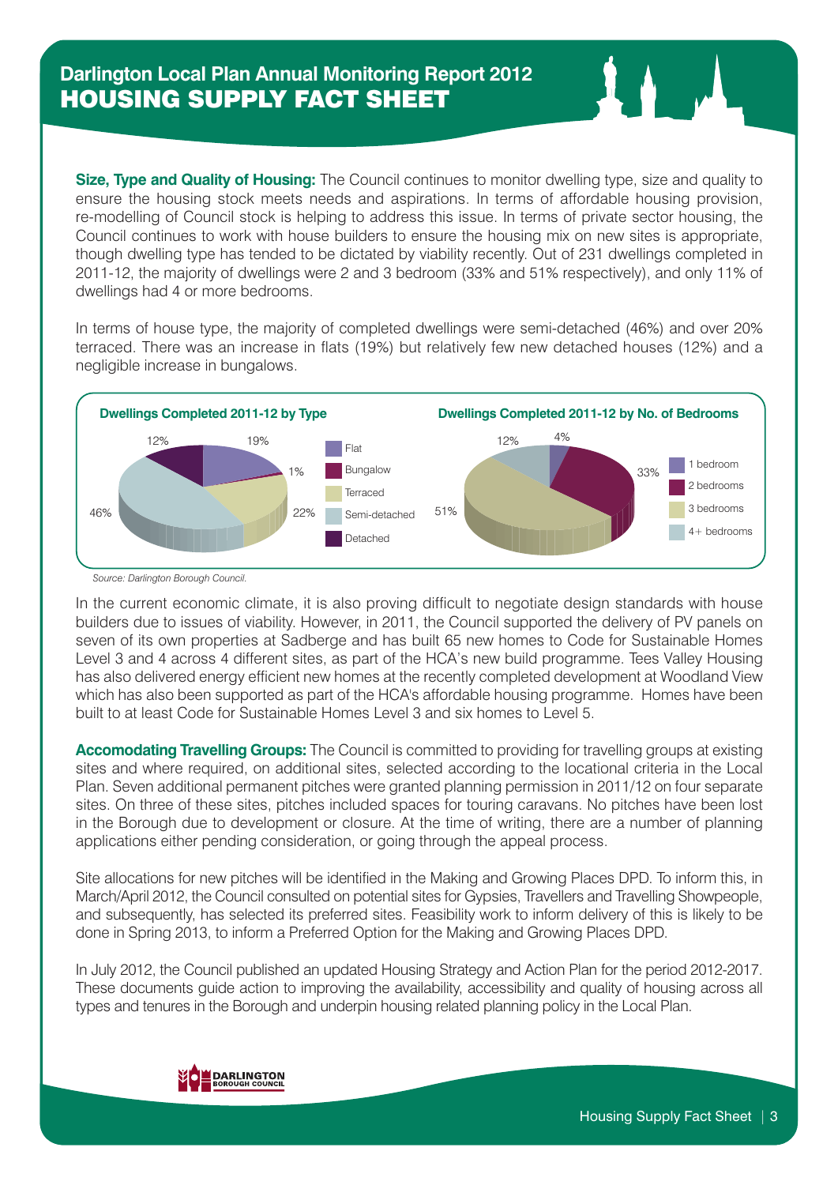# Darlington Local Plan Annual Monitoring Report 2012
## HOUSING SUPPLY FACT SHEET

**Size, Type and Quality of Housing:** The Council continues to monitor dwelling type, size and quality to ensure the housing stock meets needs and aspirations. In terms of affordable housing provision, re-modelling of Council stock is helping to address this issue. In terms of private sector housing, the Council continues to work with house builders to ensure the housing mix on new sites is appropriate, though dwelling type has tended to be dictated by viability recently. Out of 231 dwellings completed in 2011-12, the majority of dwellings were 2 and 3 bedroom (33% and 51% respectively), and only 11% of dwellings had 4 or more bedrooms.

In terms of house type, the majority of completed dwellings were semi-detached (46%) and over 20% terraced. There was an increase in flats (19%) but relatively few new detached houses (12%) and a negligible increase in bungalows.

**Dwellings Completed 2011-12 by Type**

| Type | % |
| --- | --- |
| Flat | 19% |
| Bungalow | 1% |
| Terraced | 22% |
| Semi-detached | 46% |
| Detached | 12% |

**Dwellings Completed 2011-12 by No. of Bedrooms**

| Bedrooms | % |
| --- | --- |
| 1 bedroom | 4% |
| 2 bedrooms | 33% |
| 3 bedrooms | 51% |
| 4+ bedrooms | 12% |

*Source: Darlington Borough Council.*

In the current economic climate, it is also proving difficult to negotiate design standards with house builders due to issues of viability. However, in 2011, the Council supported the delivery of PV panels on seven of its own properties at Sadberge and has built 65 new homes to Code for Sustainable Homes Level 3 and 4 across 4 different sites, as part of the HCA's new build programme. Tees Valley Housing has also delivered energy efficient new homes at the recently completed development at Woodland View which has also been supported as part of the HCA's affordable housing programme. Homes have been built to at least Code for Sustainable Homes Level 3 and six homes to Level 5.

**Accomodating Travelling Groups:** The Council is committed to providing for travelling groups at existing sites and where required, on additional sites, selected according to the locational criteria in the Local Plan. Seven additional permanent pitches were granted planning permission in 2011/12 on four separate sites. On three of these sites, pitches included spaces for touring caravans. No pitches have been lost in the Borough due to development or closure. At the time of writing, there are a number of planning applications either pending consideration, or going through the appeal process.

Site allocations for new pitches will be identified in the Making and Growing Places DPD. To inform this, in March/April 2012, the Council consulted on potential sites for Gypsies, Travellers and Travelling Showpeople, and subsequently, has selected its preferred sites. Feasibility work to inform delivery of this is likely to be done in Spring 2013, to inform a Preferred Option for the Making and Growing Places DPD.

In July 2012, the Council published an updated Housing Strategy and Action Plan for the period 2012-2017. These documents guide action to improving the availability, accessibility and quality of housing across all types and tenures in the Borough and underpin housing related planning policy in the Local Plan.

DARLINGTON BOROUGH COUNCIL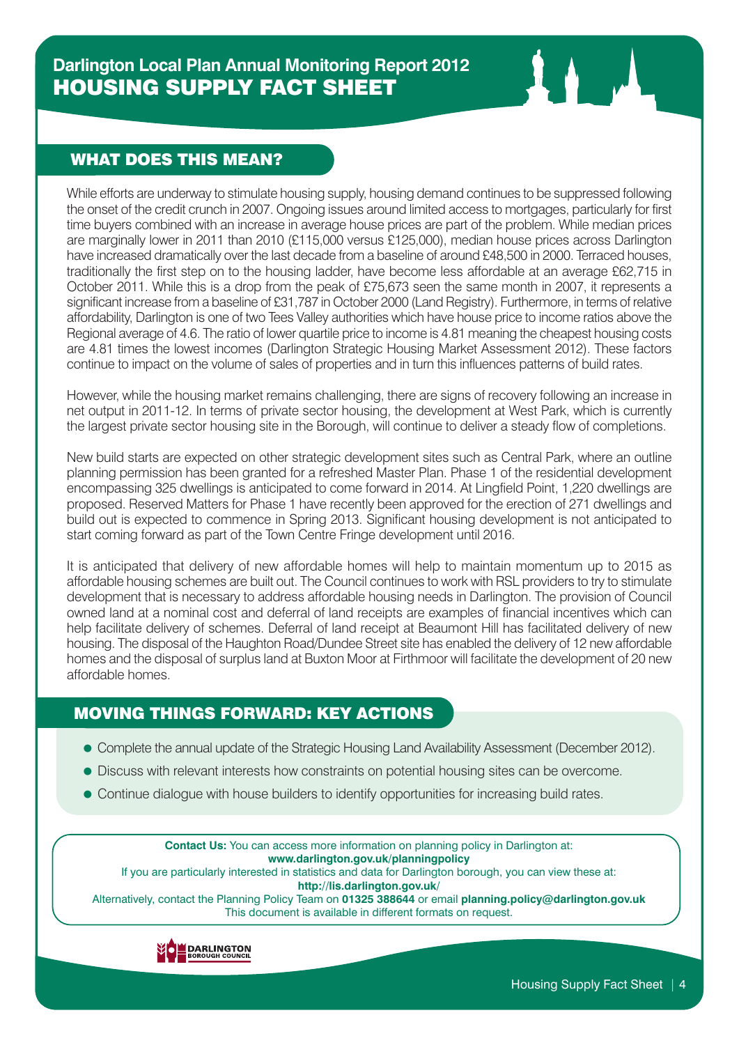# Darlington Local Plan Annual Monitoring Report 2012
# HOUSING SUPPLY FACT SHEET

## WHAT DOES THIS MEAN?

While efforts are underway to stimulate housing supply, housing demand continues to be suppressed following the onset of the credit crunch in 2007. Ongoing issues around limited access to mortgages, particularly for first time buyers combined with an increase in average house prices are part of the problem. While median prices are marginally lower in 2011 than 2010 (£115,000 versus £125,000), median house prices across Darlington have increased dramatically over the last decade from a baseline of around £48,500 in 2000. Terraced houses, traditionally the first step on to the housing ladder, have become less affordable at an average £62,715 in October 2011. While this is a drop from the peak of £75,673 seen the same month in 2007, it represents a significant increase from a baseline of £31,787 in October 2000 (Land Registry). Furthermore, in terms of relative affordability, Darlington is one of two Tees Valley authorities which have house price to income ratios above the Regional average of 4.6. The ratio of lower quartile price to income is 4.81 meaning the cheapest housing costs are 4.81 times the lowest incomes (Darlington Strategic Housing Market Assessment 2012). These factors continue to impact on the volume of sales of properties and in turn this influences patterns of build rates.

However, while the housing market remains challenging, there are signs of recovery following an increase in net output in 2011-12. In terms of private sector housing, the development at West Park, which is currently the largest private sector housing site in the Borough, will continue to deliver a steady flow of completions.

New build starts are expected on other strategic development sites such as Central Park, where an outline planning permission has been granted for a refreshed Master Plan. Phase 1 of the residential development encompassing 325 dwellings is anticipated to come forward in 2014. At Lingfield Point, 1,220 dwellings are proposed. Reserved Matters for Phase 1 have recently been approved for the erection of 271 dwellings and build out is expected to commence in Spring 2013. Significant housing development is not anticipated to start coming forward as part of the Town Centre Fringe development until 2016.

It is anticipated that delivery of new affordable homes will help to maintain momentum up to 2015 as affordable housing schemes are built out. The Council continues to work with RSL providers to try to stimulate development that is necessary to address affordable housing needs in Darlington. The provision of Council owned land at a nominal cost and deferral of land receipts are examples of financial incentives which can help facilitate delivery of schemes. Deferral of land receipt at Beaumont Hill has facilitated delivery of new housing. The disposal of the Haughton Road/Dundee Street site has enabled the delivery of 12 new affordable homes and the disposal of surplus land at Buxton Moor at Firthmoor will facilitate the development of 20 new affordable homes.

## MOVING THINGS FORWARD: KEY ACTIONS

- Complete the annual update of the Strategic Housing Land Availability Assessment (December 2012).
- Discuss with relevant interests how constraints on potential housing sites can be overcome.
- Continue dialogue with house builders to identify opportunities for increasing build rates.

**Contact Us:** You can access more information on planning policy in Darlington at:
**www.darlington.gov.uk/planningpolicy**
If you are particularly interested in statistics and data for Darlington borough, you can view these at:
**http://lis.darlington.gov.uk/**
Alternatively, contact the Planning Policy Team on **01325 388644** or email **planning.policy@darlington.gov.uk**
This document is available in different formats on request.

DARLINGTON BOROUGH COUNCIL